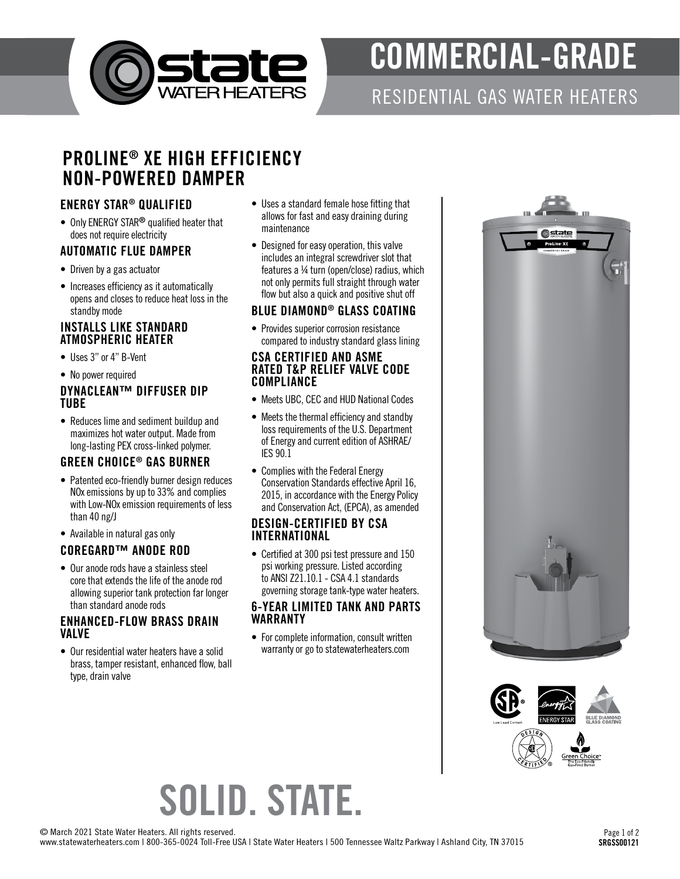# COMMERCIAL-GRADE

RESIDENTIAL GAS WATER HEATERS

## PROLINE® XE HIGH EFFICIENCY NON-POWERED DAMPER

### ENERGY STAR® QUALIFIED

- Only ENERGY STAR® qualified heater that does not require electricity

### AUTOMATIC FLUE DAMPER

- Driven by a gas actuator
- Increases efficiency as it automatically opens and closes to reduce heat loss in the standby mode

### INSTALLS LIKE STANDARD ATMOSPHERIC HEATER

- Uses 3" or 4" B-Vent
- No power required

### DYNACLEAN™ DIFFUSER DIP TUBE

- Reduces lime and sediment buildup and maximizes hot water output. Made from long-lasting PEX cross-linked polymer.

### GREEN CHOICE® GAS BURNER

- Patented eco-friendly burner design reduces NOx emissions by up to 33% and complies with Low-NOx emission requirements of less than 40 ng/J
- Available in natural gas only

### COREGARD™ ANODE ROD

- Our anode rods have a stainless steel core that extends the life of the anode rod allowing superior tank protection far longer than standard anode rods

### ENHANCED-FLOW BRASS DRAIN VALVE

- Our residential water heaters have a solid brass, tamper resistant, enhanced flow, ball type, drain valve
- Uses a standard female hose fitting that allows for fast and easy draining during maintenance
- Designed for easy operation, this valve includes an integral screwdriver slot that features a ¼ turn (open/close) radius, which not only permits full straight through water flow but also a quick and positive shut off

### BLUE DIAMOND® GLASS COATING

- Provides superior corrosion resistance compared to industry standard glass lining

### CSA CERTIFIED AND ASME RATED T&P RELIEF VALVE CODE COMPLIANCE

- Meets UBC, CEC and HUD National Codes
- Meets the thermal efficiency and standby loss requirements of the U.S. Department of Energy and current edition of ASHRAE/IES 90.1
- Complies with the Federal Energy Conservation Standards effective April 16, 2015, in accordance with the Energy Policy and Conservation Act, (EPCA), as amended

### DESIGN-CERTIFIED BY CSA INTERNATIONAL

- Certified at 300 psi test pressure and 150 psi working pressure. Listed according to ANSI Z21.10.1 - CSA 4.1 standards governing storage tank-type water heaters.

### 6-YEAR LIMITED TANK AND PARTS WARRANTY

- For complete information, consult written warranty or go to statewaterheaters.com

# SOLID. STATE.

© March 2021 State Water Heaters. All rights reserved.
www.statewaterheaters.com | 800-365-0024 Toll-Free USA | State Water Heaters | 500 Tennessee Waltz Parkway | Ashland City, TN 37015

SRGSS00121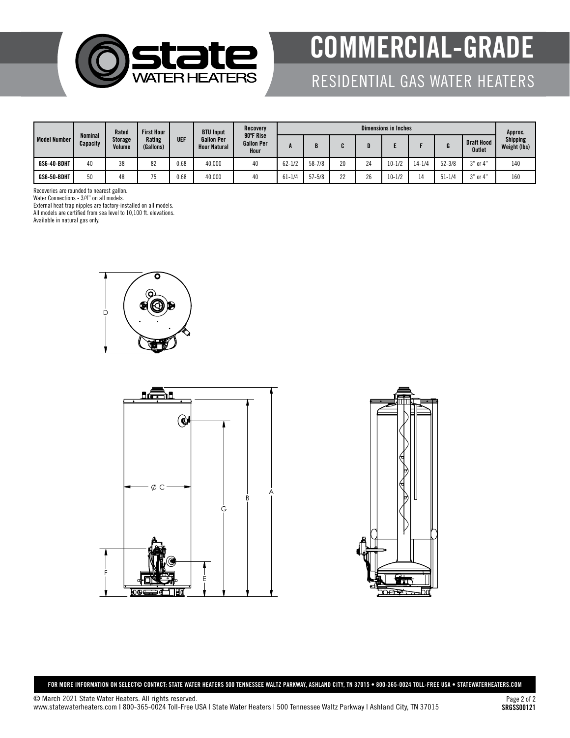# COMMERCIAL-GRADE

## RESIDENTIAL GAS WATER HEATERS

| Model Number | Nominal Capacity | Rated Storage Volume | First Hour Rating (Gallons) | UEF | BTU Input Gallon Per Hour Natural | Recovery 90°F Rise Gallon Per Hour | Dimensions in Inches | | | | | | | | Approx. Shipping Weight (lbs) |
|---|---|---|---|---|---|---|---|---|---|---|---|---|---|---|---|
| | | | | | | | A | B | C | D | E | F | G | Draft Hood Outlet | |
| GSG-40-BDHT | 40 | 38 | 82 | 0.68 | 40,000 | 40 | 62-1/2 | 58-7/8 | 20 | 24 | 10-1/2 | 14-1/4 | 52-3/8 | 3" or 4" | 140 |
| GSG-50-BDHT | 50 | 48 | 75 | 0.68 | 40,000 | 40 | 61-1/4 | 57-5/8 | 22 | 26 | 10-1/2 | 14 | 51-1/4 | 3" or 4" | 160 |

Recoveries are rounded to nearest gallon.
Water Connections - 3/4" on all models.
External heat trap nipples are factory-installed on all models.
All models are certified from sea level to 10,100 ft. elevations.
Available in natural gas only.

D

Ø C

F

E

G

B

A

FOR MORE INFORMATION ON SELECT© CONTACT: STATE WATER HEATERS 500 TENNESSEE WALTZ PARKWAY, ASHLAND CITY, TN 37015 • 800-365-0024 TOLL-FREE USA • STATEWATERHEATERS.COM

© March 2021 State Water Heaters. All rights reserved.
www.statewaterheaters.com | 800-365-0024 Toll-Free USA | State Water Heaters | 500 Tennessee Waltz Parkway | Ashland City, TN 37015

SRGSS00121